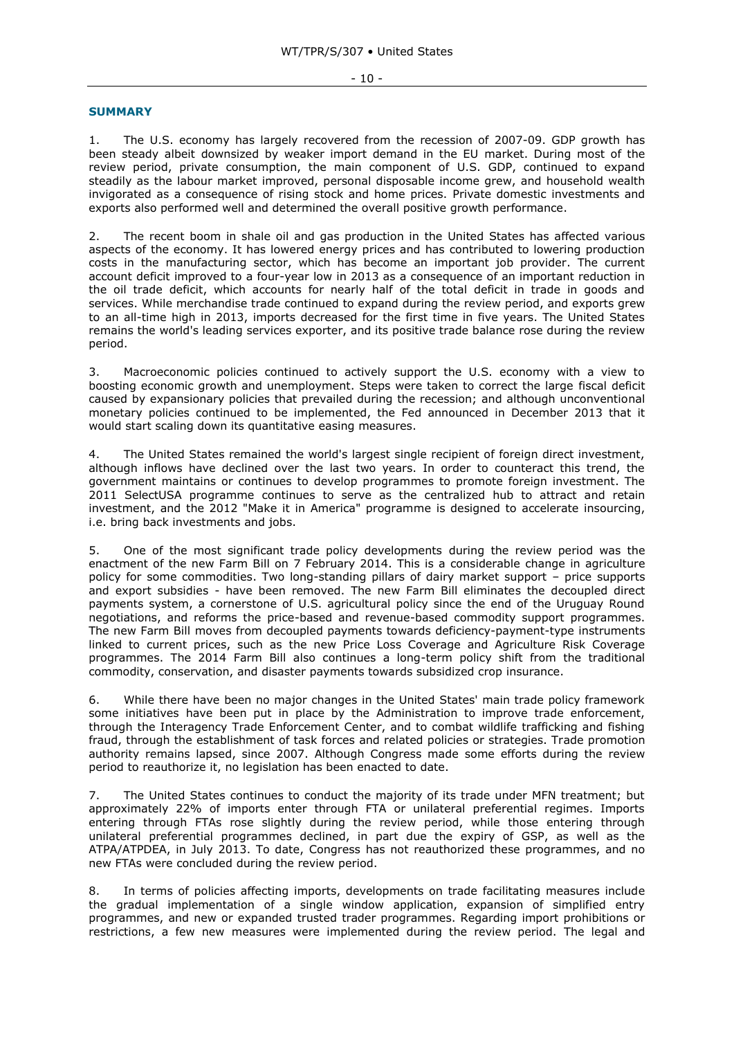## SUMMARY

1. The U.S. economy has largely recovered from the recession of 2007-09. GDP growth has been steady albeit downsized by weaker import demand in the EU market. During most of the review period, private consumption, the main component of U.S. GDP, continued to expand steadily as the labour market improved, personal disposable income grew, and household wealth invigorated as a consequence of rising stock and home prices. Private domestic investments and exports also performed well and determined the overall positive growth performance.

2. The recent boom in shale oil and gas production in the United States has affected various aspects of the economy. It has lowered energy prices and has contributed to lowering production costs in the manufacturing sector, which has become an important job provider. The current account deficit improved to a four-year low in 2013 as a consequence of an important reduction in the oil trade deficit, which accounts for nearly half of the total deficit in trade in goods and services. While merchandise trade continued to expand during the review period, and exports grew to an all-time high in 2013, imports decreased for the first time in five years. The United States remains the world's leading services exporter, and its positive trade balance rose during the review period.

3. Macroeconomic policies continued to actively support the U.S. economy with a view to boosting economic growth and unemployment. Steps were taken to correct the large fiscal deficit caused by expansionary policies that prevailed during the recession; and although unconventional monetary policies continued to be implemented, the Fed announced in December 2013 that it would start scaling down its quantitative easing measures.

4. The United States remained the world's largest single recipient of foreign direct investment, although inflows have declined over the last two years. In order to counteract this trend, the government maintains or continues to develop programmes to promote foreign investment. The 2011 SelectUSA programme continues to serve as the centralized hub to attract and retain investment, and the 2012 "Make it in America" programme is designed to accelerate insourcing, i.e. bring back investments and jobs.

5. One of the most significant trade policy developments during the review period was the enactment of the new Farm Bill on 7 February 2014. This is a considerable change in agriculture policy for some commodities. Two long-standing pillars of dairy market support – price supports and export subsidies - have been removed. The new Farm Bill eliminates the decoupled direct payments system, a cornerstone of U.S. agricultural policy since the end of the Uruguay Round negotiations, and reforms the price-based and revenue-based commodity support programmes. The new Farm Bill moves from decoupled payments towards deficiency-payment-type instruments linked to current prices, such as the new Price Loss Coverage and Agriculture Risk Coverage programmes. The 2014 Farm Bill also continues a long-term policy shift from the traditional commodity, conservation, and disaster payments towards subsidized crop insurance.

6. While there have been no major changes in the United States' main trade policy framework some initiatives have been put in place by the Administration to improve trade enforcement, through the Interagency Trade Enforcement Center, and to combat wildlife trafficking and fishing fraud, through the establishment of task forces and related policies or strategies. Trade promotion authority remains lapsed, since 2007. Although Congress made some efforts during the review period to reauthorize it, no legislation has been enacted to date.

7. The United States continues to conduct the majority of its trade under MFN treatment; but approximately 22% of imports enter through FTA or unilateral preferential regimes. Imports entering through FTAs rose slightly during the review period, while those entering through unilateral preferential programmes declined, in part due the expiry of GSP, as well as the ATPA/ATPDEA, in July 2013. To date, Congress has not reauthorized these programmes, and no new FTAs were concluded during the review period.

8. In terms of policies affecting imports, developments on trade facilitating measures include the gradual implementation of a single window application, expansion of simplified entry programmes, and new or expanded trusted trader programmes. Regarding import prohibitions or restrictions, a few new measures were implemented during the review period. The legal and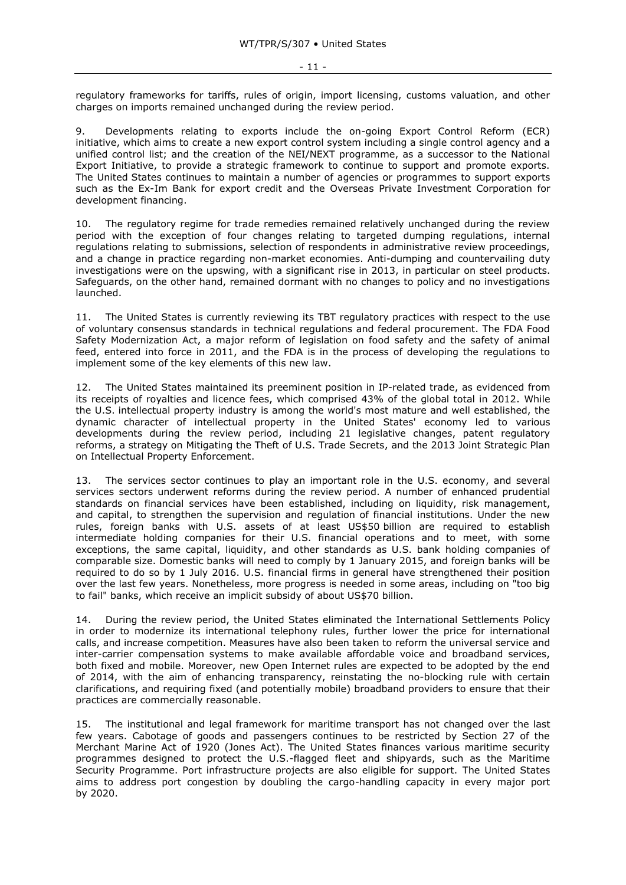regulatory frameworks for tariffs, rules of origin, import licensing, customs valuation, and other charges on imports remained unchanged during the review period.

9. Developments relating to exports include the on-going Export Control Reform (ECR) initiative, which aims to create a new export control system including a single control agency and a unified control list; and the creation of the NEI/NEXT programme, as a successor to the National Export Initiative, to provide a strategic framework to continue to support and promote exports. The United States continues to maintain a number of agencies or programmes to support exports such as the Ex-Im Bank for export credit and the Overseas Private Investment Corporation for development financing.

10. The regulatory regime for trade remedies remained relatively unchanged during the review period with the exception of four changes relating to targeted dumping regulations, internal regulations relating to submissions, selection of respondents in administrative review proceedings, and a change in practice regarding non-market economies. Anti-dumping and countervailing duty investigations were on the upswing, with a significant rise in 2013, in particular on steel products. Safeguards, on the other hand, remained dormant with no changes to policy and no investigations launched.

11. The United States is currently reviewing its TBT regulatory practices with respect to the use of voluntary consensus standards in technical regulations and federal procurement. The FDA Food Safety Modernization Act, a major reform of legislation on food safety and the safety of animal feed, entered into force in 2011, and the FDA is in the process of developing the regulations to implement some of the key elements of this new law.

12. The United States maintained its preeminent position in IP-related trade, as evidenced from its receipts of royalties and licence fees, which comprised 43% of the global total in 2012. While the U.S. intellectual property industry is among the world's most mature and well established, the dynamic character of intellectual property in the United States' economy led to various developments during the review period, including 21 legislative changes, patent regulatory reforms, a strategy on Mitigating the Theft of U.S. Trade Secrets, and the 2013 Joint Strategic Plan on Intellectual Property Enforcement.

13. The services sector continues to play an important role in the U.S. economy, and several services sectors underwent reforms during the review period. A number of enhanced prudential standards on financial services have been established, including on liquidity, risk management, and capital, to strengthen the supervision and regulation of financial institutions. Under the new rules, foreign banks with U.S. assets of at least US$50 billion are required to establish intermediate holding companies for their U.S. financial operations and to meet, with some exceptions, the same capital, liquidity, and other standards as U.S. bank holding companies of comparable size. Domestic banks will need to comply by 1 January 2015, and foreign banks will be required to do so by 1 July 2016. U.S. financial firms in general have strengthened their position over the last few years. Nonetheless, more progress is needed in some areas, including on "too big to fail" banks, which receive an implicit subsidy of about US$70 billion.

14. During the review period, the United States eliminated the International Settlements Policy in order to modernize its international telephony rules, further lower the price for international calls, and increase competition. Measures have also been taken to reform the universal service and inter-carrier compensation systems to make available affordable voice and broadband services, both fixed and mobile. Moreover, new Open Internet rules are expected to be adopted by the end of 2014, with the aim of enhancing transparency, reinstating the no-blocking rule with certain clarifications, and requiring fixed (and potentially mobile) broadband providers to ensure that their practices are commercially reasonable.

15. The institutional and legal framework for maritime transport has not changed over the last few years. Cabotage of goods and passengers continues to be restricted by Section 27 of the Merchant Marine Act of 1920 (Jones Act). The United States finances various maritime security programmes designed to protect the U.S.-flagged fleet and shipyards, such as the Maritime Security Programme. Port infrastructure projects are also eligible for support. The United States aims to address port congestion by doubling the cargo-handling capacity in every major port by 2020.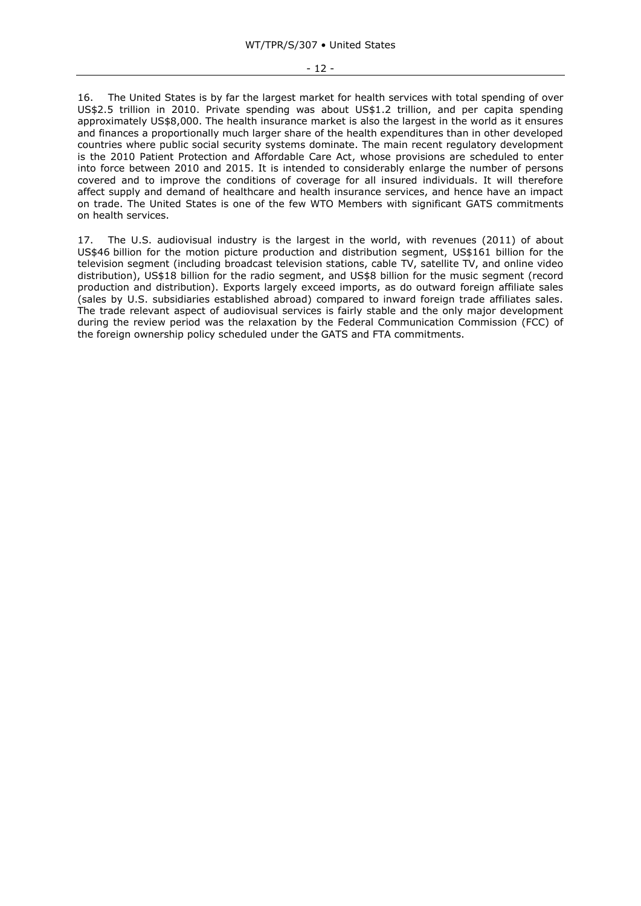16. The United States is by far the largest market for health services with total spending of over US$2.5 trillion in 2010. Private spending was about US$1.2 trillion, and per capita spending approximately US$8,000. The health insurance market is also the largest in the world as it ensures and finances a proportionally much larger share of the health expenditures than in other developed countries where public social security systems dominate. The main recent regulatory development is the 2010 Patient Protection and Affordable Care Act, whose provisions are scheduled to enter into force between 2010 and 2015. It is intended to considerably enlarge the number of persons covered and to improve the conditions of coverage for all insured individuals. It will therefore affect supply and demand of healthcare and health insurance services, and hence have an impact on trade. The United States is one of the few WTO Members with significant GATS commitments on health services.

17. The U.S. audiovisual industry is the largest in the world, with revenues (2011) of about US$46 billion for the motion picture production and distribution segment, US$161 billion for the television segment (including broadcast television stations, cable TV, satellite TV, and online video distribution), US$18 billion for the radio segment, and US$8 billion for the music segment (record production and distribution). Exports largely exceed imports, as do outward foreign affiliate sales (sales by U.S. subsidiaries established abroad) compared to inward foreign trade affiliates sales. The trade relevant aspect of audiovisual services is fairly stable and the only major development during the review period was the relaxation by the Federal Communication Commission (FCC) of the foreign ownership policy scheduled under the GATS and FTA commitments.